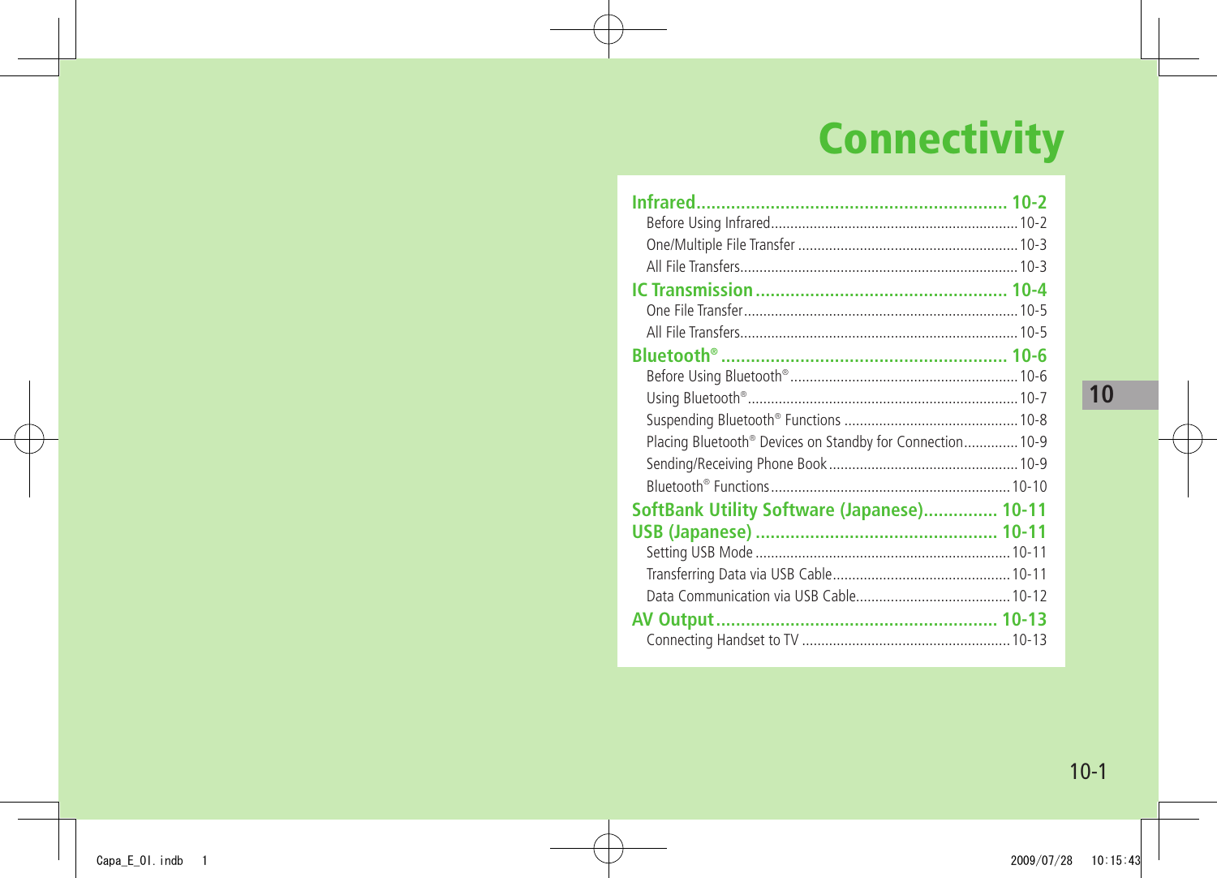# Connectivity

**Infrared...10-2**
- Before Using Infrared...10-2
- One/Multiple File Transfer...10-3
- All File Transfers...10-3

**IC Transmission...10-4**
- One File Transfer...10-5
- All File Transfers...10-5

**Bluetooth®...10-6**
- Before Using Bluetooth®...10-6
- Using Bluetooth®...10-7
- Suspending Bluetooth® Functions...10-8
- Placing Bluetooth® Devices on Standby for Connection...10-9
- Sending/Receiving Phone Book...10-9
- Bluetooth® Functions...10-10

**SoftBank Utility Software (Japanese)...10-11**

**USB (Japanese)...10-11**
- Setting USB Mode...10-11
- Transferring Data via USB Cable...10-11
- Data Communication via USB Cable...10-12

**AV Output...10-13**
- Connecting Handset to TV...10-13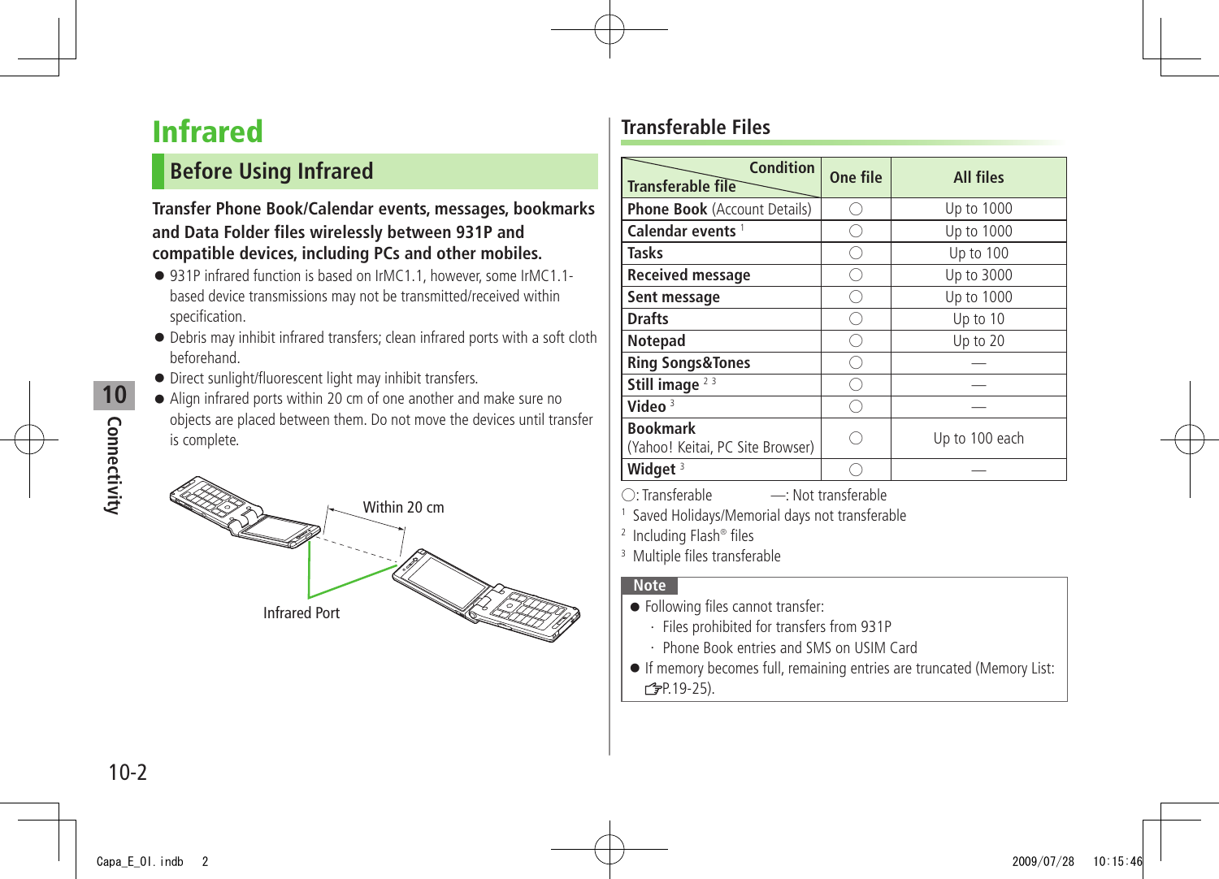# Infrared

## Before Using Infrared

**Transfer Phone Book/Calendar events, messages, bookmarks and Data Folder files wirelessly between 931P and compatible devices, including PCs and other mobiles.**

- 931P infrared function is based on IrMC1.1, however, some IrMC1.1-based device transmissions may not be transmitted/received within specification.
- Debris may inhibit infrared transfers; clean infrared ports with a soft cloth beforehand.
- Direct sunlight/fluorescent light may inhibit transfers.
- Align infrared ports within 20 cm of one another and make sure no objects are placed between them. Do not move the devices until transfer is complete.

Within 20 cm

Infrared Port

### Transferable Files

| Condition / Transferable file | One file | All files |
|---|---|---|
| **Phone Book** (Account Details) | ○ | Up to 1000 |
| **Calendar events** [1] | ○ | Up to 1000 |
| **Tasks** | ○ | Up to 100 |
| **Received message** | ○ | Up to 3000 |
| **Sent message** | ○ | Up to 1000 |
| **Drafts** | ○ | Up to 10 |
| **Notepad** | ○ | Up to 20 |
| **Ring Songs&Tones** | ○ | — |
| **Still image** [2 3] | ○ | — |
| **Video** [3] | ○ | — |
| **Bookmark** (Yahoo! Keitai, PC Site Browser) | ○ | Up to 100 each |
| **Widget** [3] | ○ | — |

○: Transferable　　—: Not transferable

[1] Saved Holidays/Memorial days not transferable

[2] Including Flash® files

[3] Multiple files transferable

**Note**

- Following files cannot transfer:
  - Files prohibited for transfers from 931P
  - Phone Book entries and SMS on USIM Card
- If memory becomes full, remaining entries are truncated (Memory List: ☞P.19-25).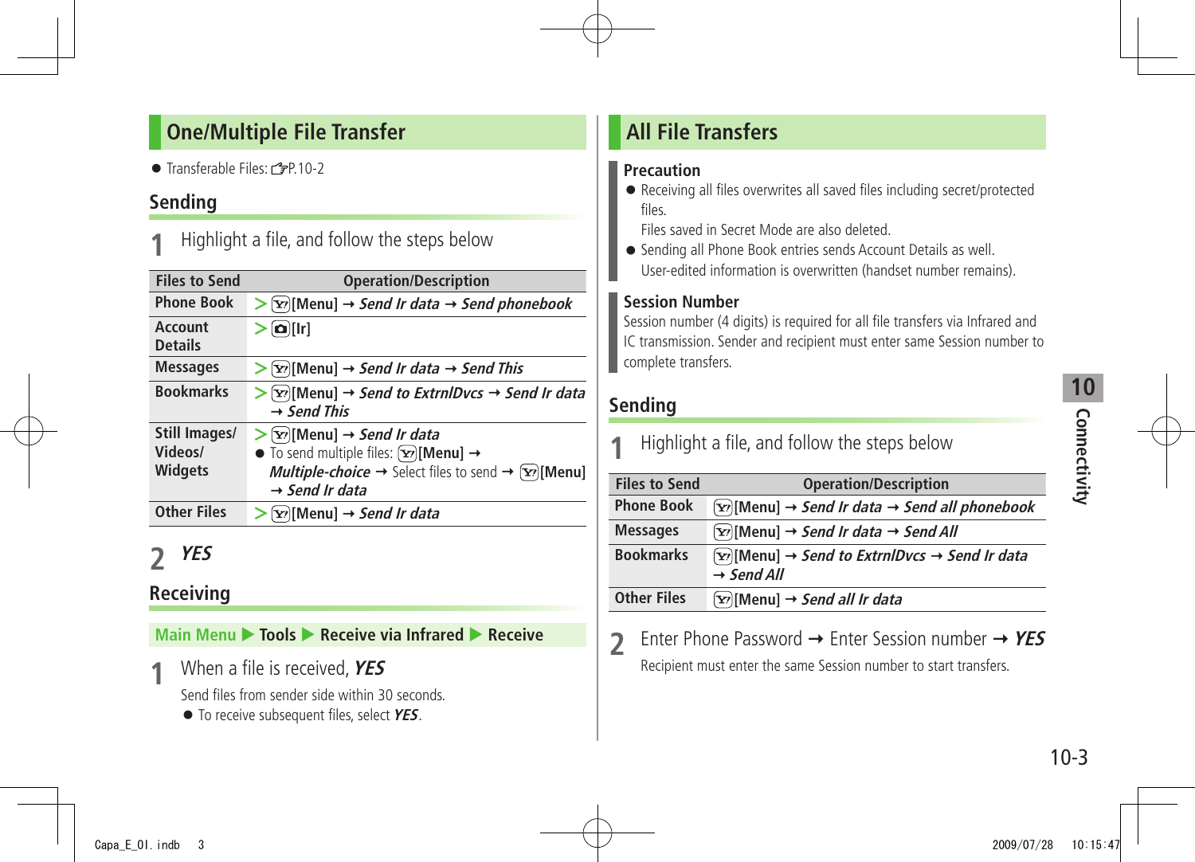## One/Multiple File Transfer

- Transferable Files: ☞P.10-2

### Sending

**1** Highlight a file, and follow the steps below

| Files to Send | Operation/Description |
|---|---|
| Phone Book | > [Y!][Menu] → *Send Ir data* → *Send phonebook* |
| Account Details | > [📷][Ir] |
| Messages | > [Y!][Menu] → *Send Ir data* → *Send This* |
| Bookmarks | > [Y!][Menu] → *Send to ExtrnlDvcs* → *Send Ir data* → *Send This* |
| Still Images/ Videos/ Widgets | > [Y!][Menu] → *Send Ir data* <br>● To send multiple files: [Y!][Menu] → *Multiple-choice* → Select files to send → [Y!][Menu] → *Send Ir data* |
| Other Files | > [Y!][Menu] → *Send Ir data* |

**2** ***YES***

### Receiving

**Main Menu ▶ Tools ▶ Receive via Infrared ▶ Receive**

**1** When a file is received, ***YES***

Send files from sender side within 30 seconds.

- To receive subsequent files, select ***YES***.

## All File Transfers

**Precaution**

- Receiving all files overwrites all saved files including secret/protected files.
  Files saved in Secret Mode are also deleted.
- Sending all Phone Book entries sends Account Details as well.
  User-edited information is overwritten (handset number remains).

**Session Number**

Session number (4 digits) is required for all file transfers via Infrared and IC transmission. Sender and recipient must enter same Session number to complete transfers.

### Sending

**1** Highlight a file, and follow the steps below

| Files to Send | Operation/Description |
|---|---|
| Phone Book | [Y!][Menu] → *Send Ir data* → *Send all phonebook* |
| Messages | [Y!][Menu] → *Send Ir data* → *Send All* |
| Bookmarks | [Y!][Menu] → *Send to ExtrnlDvcs* → *Send Ir data* → *Send All* |
| Other Files | [Y!][Menu] → *Send all Ir data* |

**2** Enter Phone Password → Enter Session number → ***YES***

Recipient must enter the same Session number to start transfers.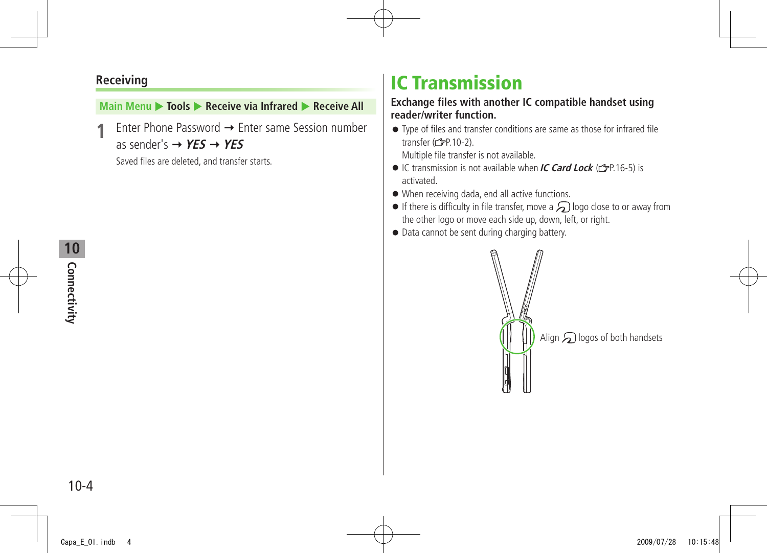### Receiving

**Main Menu ▶ Tools ▶ Receive via Infrared ▶ Receive All**

**1** Enter Phone Password → Enter same Session number as sender's → ***YES*** → ***YES***

Saved files are deleted, and transfer starts.

# IC Transmission

**Exchange files with another IC compatible handset using reader/writer function.**

- Type of files and transfer conditions are same as those for infrared file transfer (☞P.10-2).
  Multiple file transfer is not available.
- IC transmission is not available when ***IC Card Lock*** (☞P.16-5) is activated.
- When receiving dada, end all active functions.
- If there is difficulty in file transfer, move a logo close to or away from the other logo or move each side up, down, left, or right.
- Data cannot be sent during charging battery.

Align logos of both handsets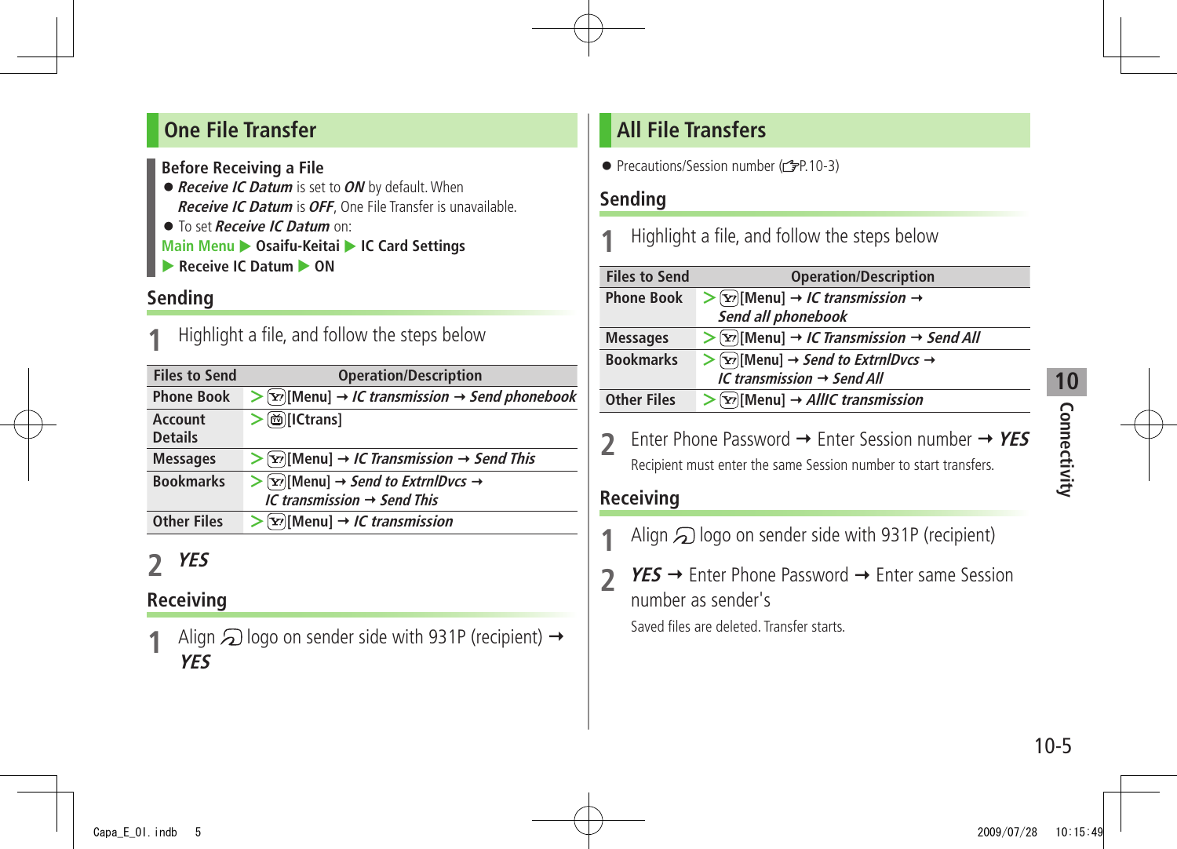## One File Transfer

### Before Receiving a File

- ***Receive IC Datum*** is set to ***ON*** by default. When ***Receive IC Datum*** is ***OFF***, One File Transfer is unavailable.
- To set ***Receive IC Datum*** on:

**Main Menu ▶ Osaifu-Keitai ▶ IC Card Settings ▶ Receive IC Datum ▶ ON**

### Sending

**1** Highlight a file, and follow the steps below

| Files to Send | Operation/Description |
|---|---|
| Phone Book | > [Menu] → *IC transmission* → *Send phonebook* |
| Account Details | > [ICtrans] |
| Messages | > [Menu] → *IC Transmission* → *Send This* |
| Bookmarks | > [Menu] → *Send to ExtrnlDvcs* → *IC transmission* → *Send This* |
| Other Files | > [Menu] → *IC transmission* |

**2** ***YES***

### Receiving

**1** Align logo on sender side with 931P (recipient) → ***YES***

## All File Transfers

- Precautions/Session number (☞P.10-3)

### Sending

**1** Highlight a file, and follow the steps below

| Files to Send | Operation/Description |
|---|---|
| Phone Book | > [Menu] → *IC transmission* → *Send all phonebook* |
| Messages | > [Menu] → *IC Transmission* → *Send All* |
| Bookmarks | > [Menu] → *Send to ExtrnlDvcs* → *IC transmission* → *Send All* |
| Other Files | > [Menu] → *AllIC transmission* |

**2** Enter Phone Password → Enter Session number → ***YES***

Recipient must enter the same Session number to start transfers.

### Receiving

**1** Align logo on sender side with 931P (recipient)

**2** ***YES*** → Enter Phone Password → Enter same Session number as sender's

Saved files are deleted. Transfer starts.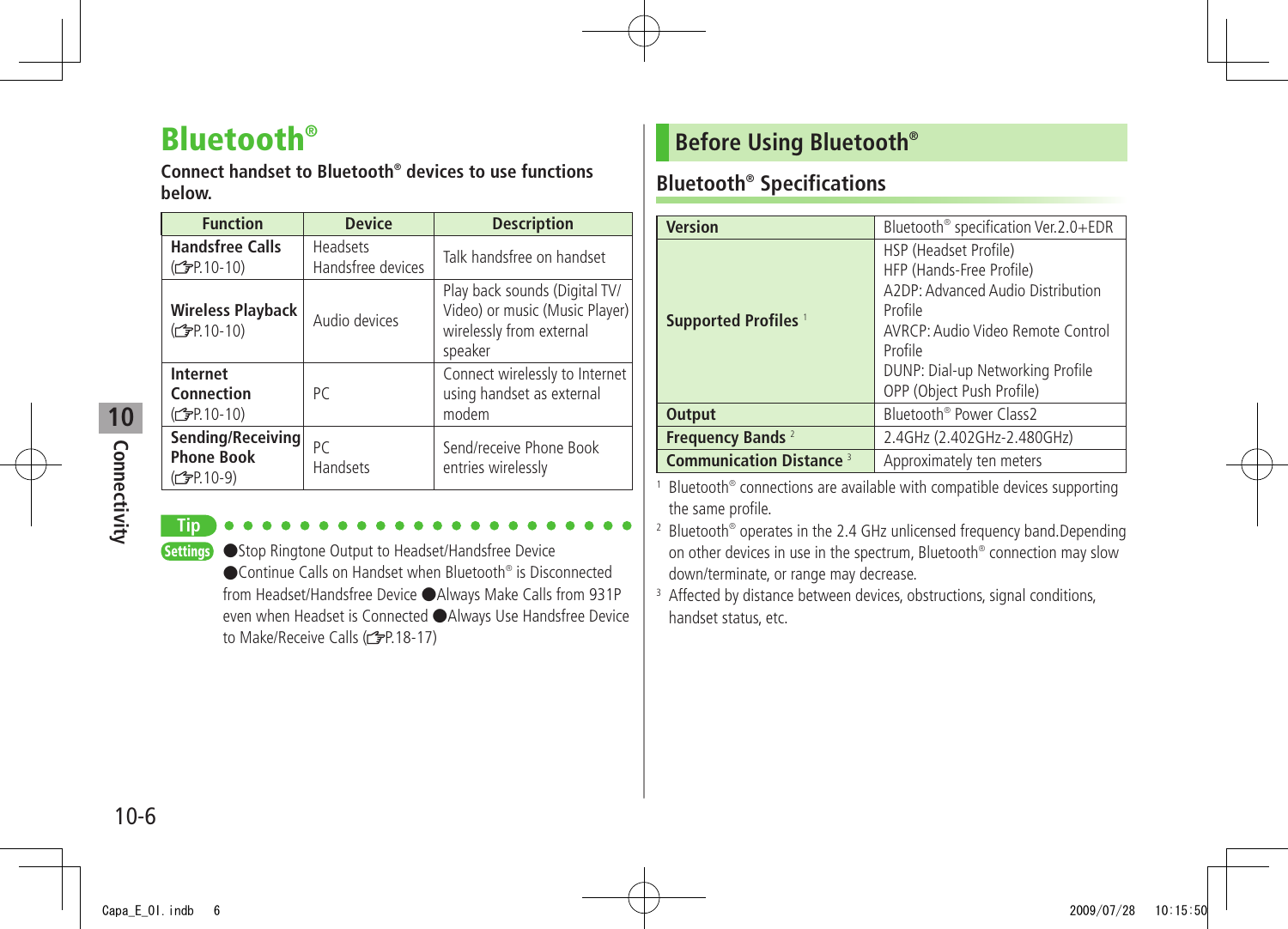# Bluetooth®

**Connect handset to Bluetooth® devices to use functions below.**

| Function | Device | Description |
|---|---|---|
| **Handsfree Calls** (☞P.10-10) | Headsets Handsfree devices | Talk handsfree on handset |
| **Wireless Playback** (☞P.10-10) | Audio devices | Play back sounds (Digital TV/ Video) or music (Music Player) wirelessly from external speaker |
| **Internet Connection** (☞P.10-10) | PC | Connect wirelessly to Internet using handset as external modem |
| **Sending/Receiving Phone Book** (☞P.10-9) | PC Handsets | Send/receive Phone Book entries wirelessly |

**Tip**

**Settings** ●Stop Ringtone Output to Headset/Handsfree Device ●Continue Calls on Handset when Bluetooth® is Disconnected from Headset/Handsfree Device ●Always Make Calls from 931P even when Headset is Connected ●Always Use Handsfree Device to Make/Receive Calls (☞P.18-17)

## Before Using Bluetooth®

### Bluetooth® Specifications

| Version | Bluetooth® specification Ver.2.0+EDR |
|---|---|
| **Supported Profiles** [1] | HSP (Headset Profile)<br>HFP (Hands-Free Profile)<br>A2DP: Advanced Audio Distribution Profile<br>AVRCP: Audio Video Remote Control Profile<br>DUNP: Dial-up Networking Profile<br>OPP (Object Push Profile) |
| **Output** | Bluetooth® Power Class2 |
| **Frequency Bands** [2] | 2.4GHz (2.402GHz-2.480GHz) |
| **Communication Distance** [3] | Approximately ten meters |

[1] Bluetooth® connections are available with compatible devices supporting the same profile.

[2] Bluetooth® operates in the 2.4 GHz unlicensed frequency band.Depending on other devices in use in the spectrum, Bluetooth® connection may slow down/terminate, or range may decrease.

[3] Affected by distance between devices, obstructions, signal conditions, handset status, etc.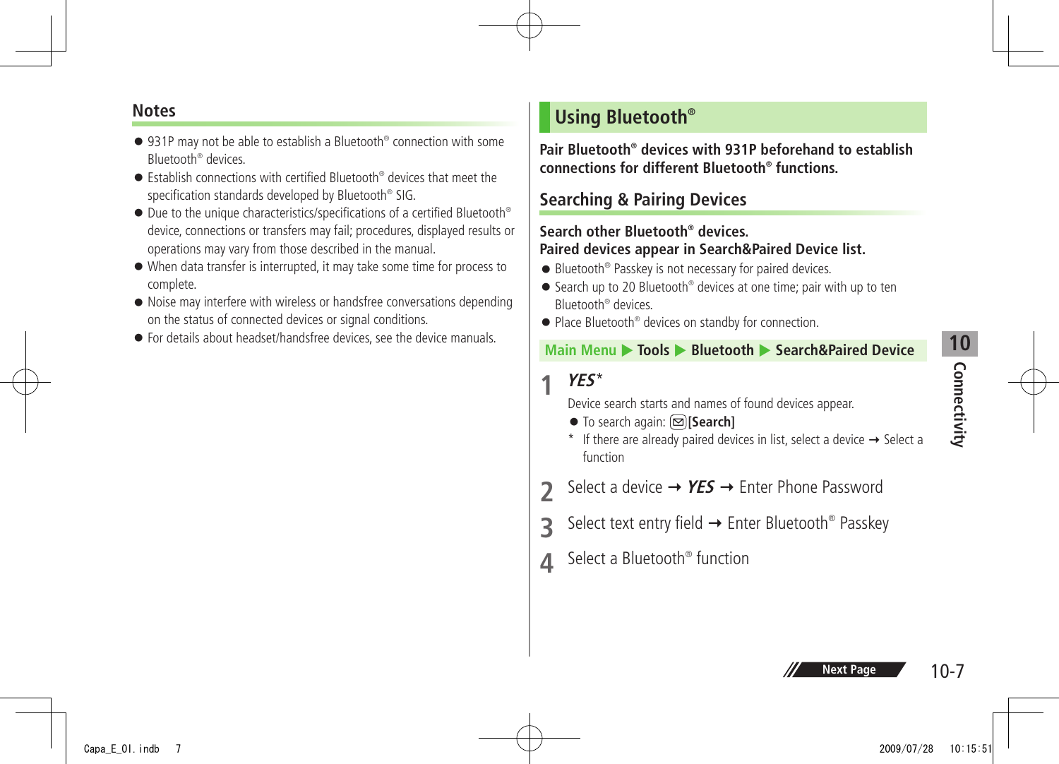## Notes

- 931P may not be able to establish a Bluetooth® connection with some Bluetooth® devices.
- Establish connections with certified Bluetooth® devices that meet the specification standards developed by Bluetooth® SIG.
- Due to the unique characteristics/specifications of a certified Bluetooth® device, connections or transfers may fail; procedures, displayed results or operations may vary from those described in the manual.
- When data transfer is interrupted, it may take some time for process to complete.
- Noise may interfere with wireless or handsfree conversations depending on the status of connected devices or signal conditions.
- For details about headset/handsfree devices, see the device manuals.

# Using Bluetooth®

**Pair Bluetooth® devices with 931P beforehand to establish connections for different Bluetooth® functions.**

## Searching & Pairing Devices

**Search other Bluetooth® devices.**
**Paired devices appear in Search&Paired Device list.**

- Bluetooth® Passkey is not necessary for paired devices.
- Search up to 20 Bluetooth® devices at one time; pair with up to ten Bluetooth® devices.
- Place Bluetooth® devices on standby for connection.

**Main Menu ▶ Tools ▶ Bluetooth ▶ Search&Paired Device**

1. ***YES****

   Device search starts and names of found devices appear.

   - To search again: [Search]

   \* If there are already paired devices in list, select a device → Select a function

2. Select a device → ***YES*** → Enter Phone Password
3. Select text entry field → Enter Bluetooth® Passkey
4. Select a Bluetooth® function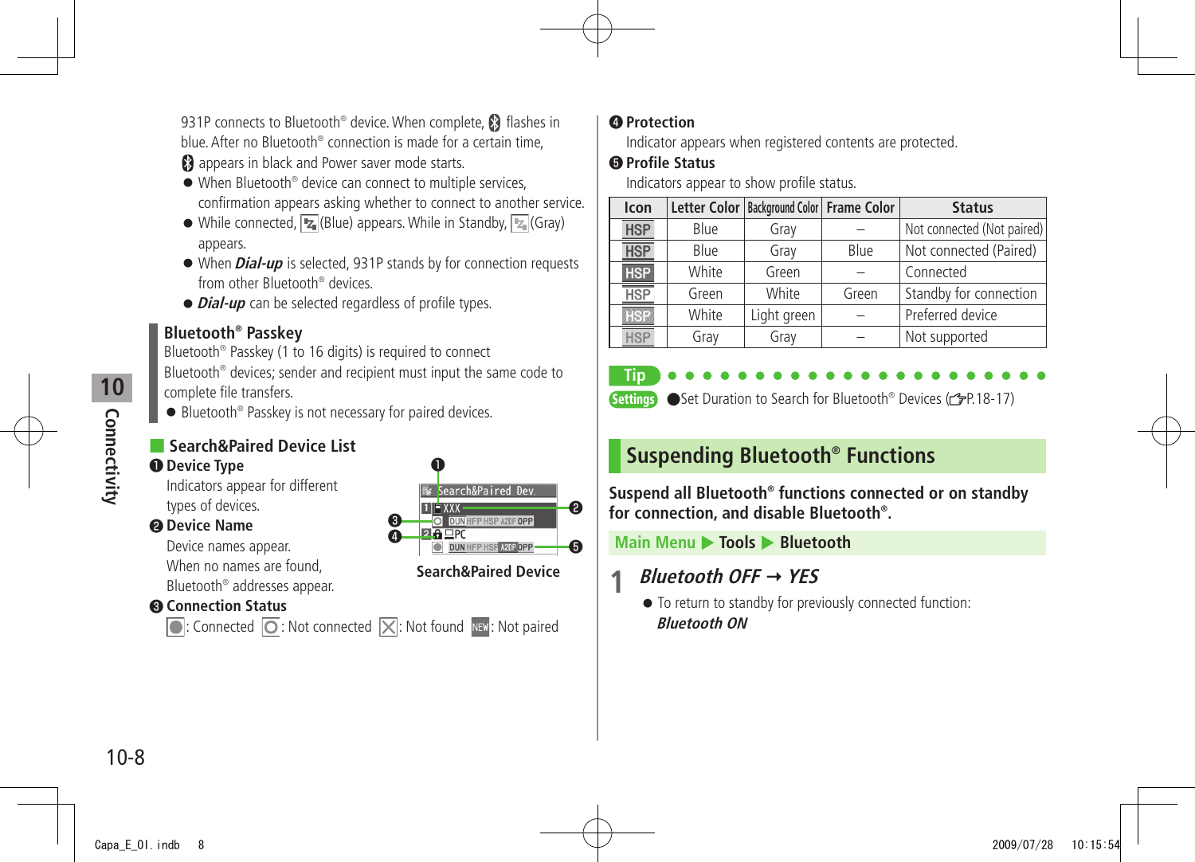931P connects to Bluetooth® device. When complete, flashes in blue. After no Bluetooth® connection is made for a certain time, appears in black and Power saver mode starts.

- When Bluetooth® device can connect to multiple services, confirmation appears asking whether to connect to another service.
- While connected, (Blue) appears. While in Standby, (Gray) appears.
- When ***Dial-up*** is selected, 931P stands by for connection requests from other Bluetooth® devices.
- ***Dial-up*** can be selected regardless of profile types.

### Bluetooth® Passkey

Bluetooth® Passkey (1 to 16 digits) is required to connect Bluetooth® devices; sender and recipient must input the same code to complete file transfers.

- Bluetooth® Passkey is not necessary for paired devices.

### Search&Paired Device List

**❶ Device Type**

Indicators appear for different types of devices.

**❷ Device Name**

Device names appear. When no names are found, Bluetooth® addresses appear.

**❸ Connection Status**

: Connected : Not connected : Not found NEW: Not paired

**Search&Paired Device**

**❹ Protection**

Indicator appears when registered contents are protected.

**❺ Profile Status**

Indicators appear to show profile status.

| Icon | Letter Color | Background Color | Frame Color | Status |
|---|---|---|---|---|
| HSP | Blue | Gray | – | Not connected (Not paired) |
| HSP | Blue | Gray | Blue | Not connected (Paired) |
| HSP | White | Green | – | Connected |
| HSP | Green | White | Green | Standby for connection |
| HSP | White | Light green | – | Preferred device |
| HSP | Gray | Gray | – | Not supported |

**Tip**

**Settings** ●Set Duration to Search for Bluetooth® Devices (☞P.18-17)

## Suspending Bluetooth® Functions

**Suspend all Bluetooth® functions connected or on standby for connection, and disable Bluetooth®.**

**Main Menu ▶ Tools ▶ Bluetooth**

**1** ***Bluetooth OFF*** → ***YES***

- To return to standby for previously connected function: ***Bluetooth ON***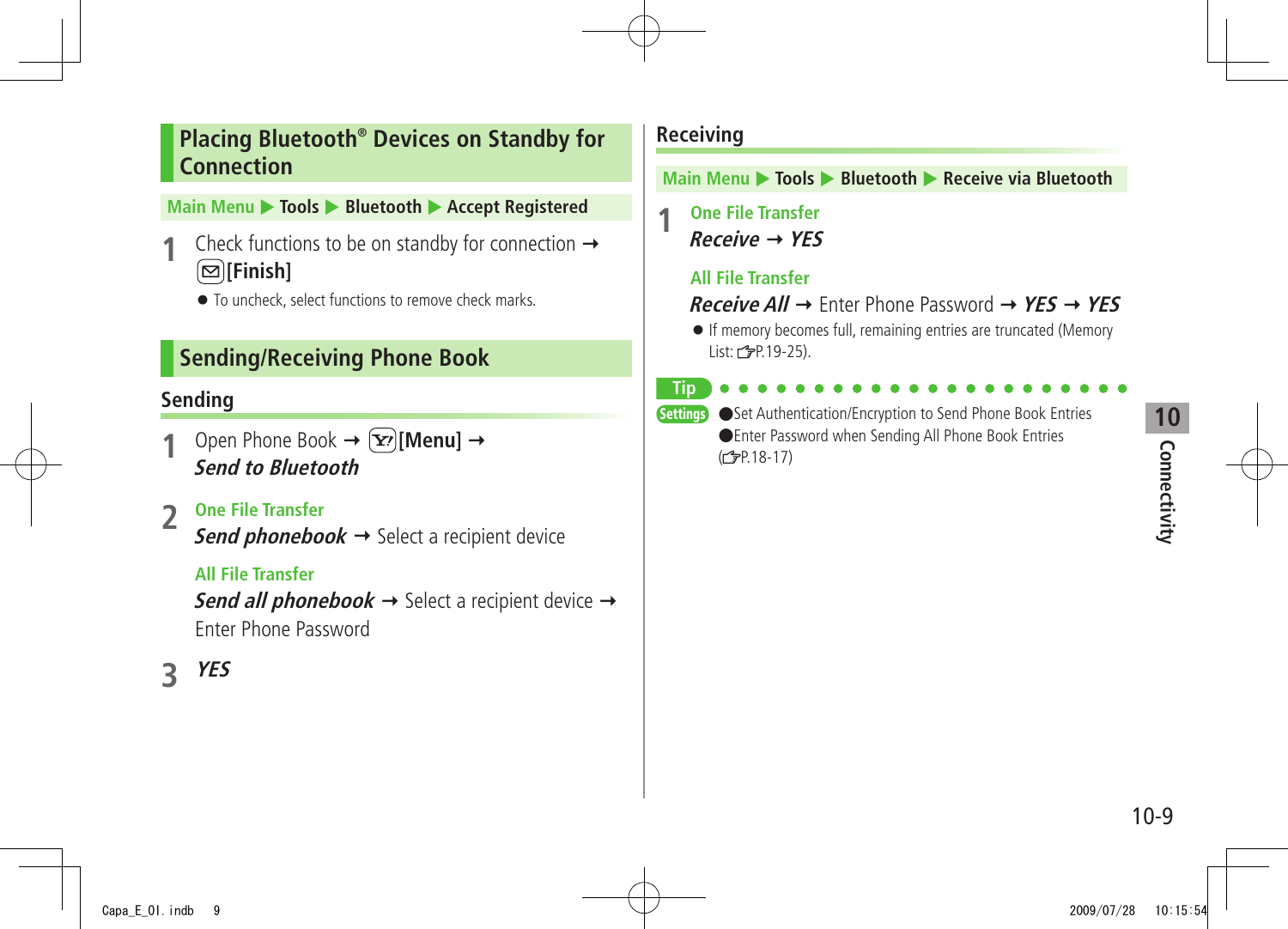## Placing Bluetooth® Devices on Standby for Connection

Main Menu ▶ Tools ▶ Bluetooth ▶ Accept Registered

1. Check functions to be on standby for connection → [Finish]
   - To uncheck, select functions to remove check marks.

## Sending/Receiving Phone Book

### Sending

1. Open Phone Book → [Menu] → ***Send to Bluetooth***
2. One File Transfer
   ***Send phonebook*** → Select a recipient device

   All File Transfer
   ***Send all phonebook*** → Select a recipient device → Enter Phone Password
3. ***YES***

### Receiving

Main Menu ▶ Tools ▶ Bluetooth ▶ Receive via Bluetooth

1. One File Transfer
   ***Receive*** → ***YES***

   All File Transfer
   ***Receive All*** → Enter Phone Password → ***YES*** → ***YES***
   - If memory becomes full, remaining entries are truncated (Memory List: ☞P.19-25).

**Tip**

Settings
- Set Authentication/Encryption to Send Phone Book Entries
- Enter Password when Sending All Phone Book Entries (☞P.18-17)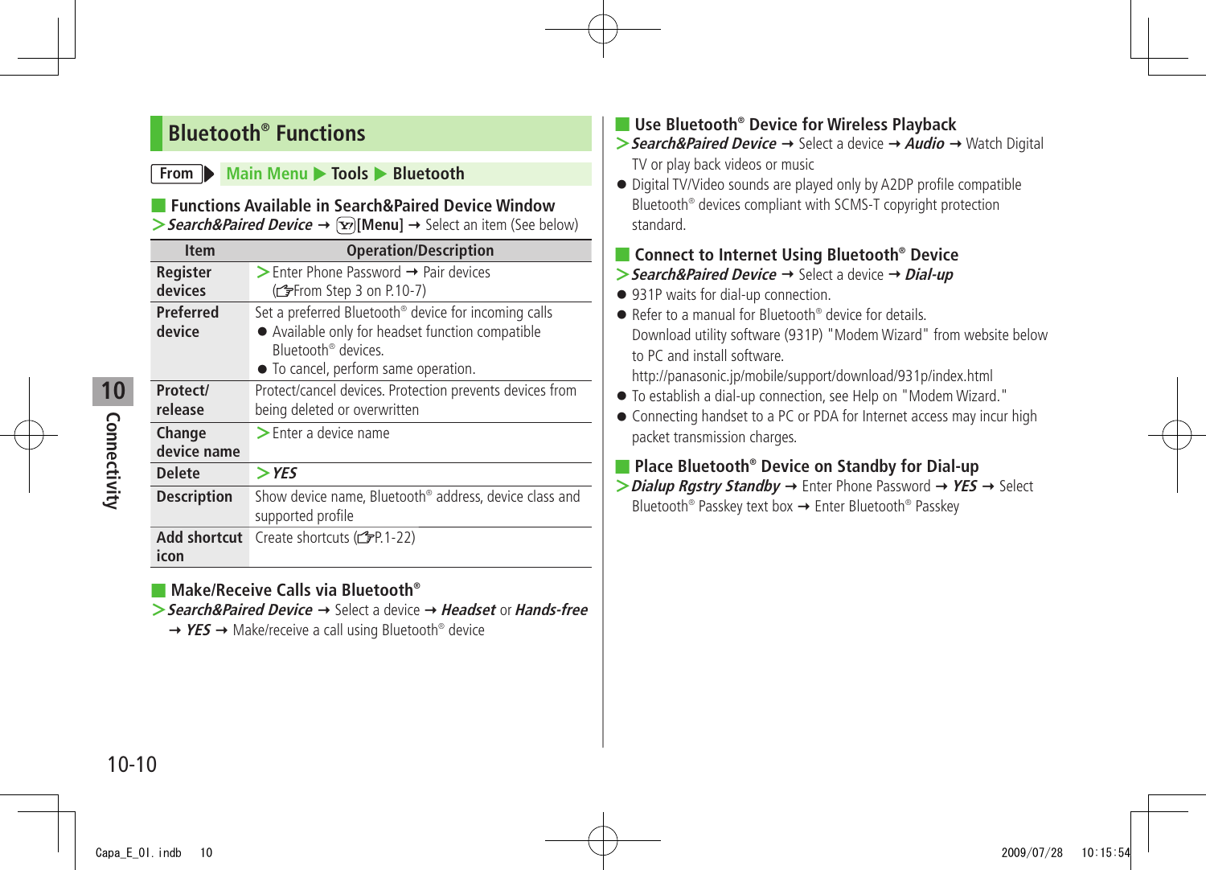## Bluetooth® Functions

**From** ▶ Main Menu ▶ Tools ▶ Bluetooth

### Functions Available in Search&Paired Device Window

> ***Search&Paired Device*** → [Y!][Menu] → Select an item (See below)

| Item | Operation/Description |
|---|---|
| **Register devices** | > Enter Phone Password → Pair devices (☞From Step 3 on P.10-7) |
| **Preferred device** | Set a preferred Bluetooth® device for incoming calls ● Available only for headset function compatible Bluetooth® devices. ● To cancel, perform same operation. |
| **Protect/ release** | Protect/cancel devices. Protection prevents devices from being deleted or overwritten |
| **Change device name** | > Enter a device name |
| **Delete** | > ***YES*** |
| **Description** | Show device name, Bluetooth® address, device class and supported profile |
| **Add shortcut icon** | Create shortcuts (☞P.1-22) |

### Make/Receive Calls via Bluetooth®

> ***Search&Paired Device*** → Select a device → ***Headset*** or ***Hands-free*** → ***YES*** → Make/receive a call using Bluetooth® device

### Use Bluetooth® Device for Wireless Playback

> ***Search&Paired Device*** → Select a device → ***Audio*** → Watch Digital TV or play back videos or music

- Digital TV/Video sounds are played only by A2DP profile compatible Bluetooth® devices compliant with SCMS-T copyright protection standard.

### Connect to Internet Using Bluetooth® Device

> ***Search&Paired Device*** → Select a device → ***Dial-up***

- 931P waits for dial-up connection.
- Refer to a manual for Bluetooth® device for details.
  Download utility software (931P) "Modem Wizard" from website below to PC and install software.
  http://panasonic.jp/mobile/support/download/931p/index.html
- To establish a dial-up connection, see Help on "Modem Wizard."
- Connecting handset to a PC or PDA for Internet access may incur high packet transmission charges.

### Place Bluetooth® Device on Standby for Dial-up

> ***Dialup Rgstry Standby*** → Enter Phone Password → ***YES*** → Select Bluetooth® Passkey text box → Enter Bluetooth® Passkey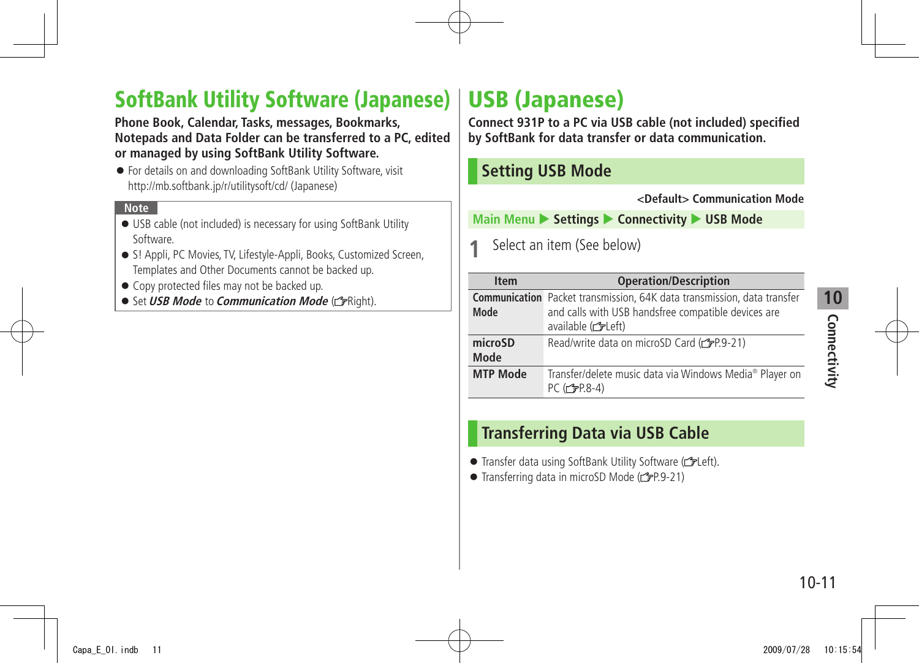# SoftBank Utility Software (Japanese)

**Phone Book, Calendar, Tasks, messages, Bookmarks, Notepads and Data Folder can be transferred to a PC, edited or managed by using SoftBank Utility Software.**

- For details on and downloading SoftBank Utility Software, visit http://mb.softbank.jp/r/utilitysoft/cd/ (Japanese)

**Note**

- USB cable (not included) is necessary for using SoftBank Utility Software.
- S! Appli, PC Movies, TV, Lifestyle-Appli, Books, Customized Screen, Templates and Other Documents cannot be backed up.
- Copy protected files may not be backed up.
- Set ***USB Mode*** to ***Communication Mode*** (☞Right).

# USB (Japanese)

**Connect 931P to a PC via USB cable (not included) specified by SoftBank for data transfer or data communication.**

## Setting USB Mode

**<Default> Communication Mode**

**Main Menu ▶ Settings ▶ Connectivity ▶ USB Mode**

**1** Select an item (See below)

| Item | Operation/Description |
|---|---|
| **Communication Mode** | Packet transmission, 64K data transmission, data transfer and calls with USB handsfree compatible devices are available (☞Left) |
| **microSD Mode** | Read/write data on microSD Card (☞P.9-21) |
| **MTP Mode** | Transfer/delete music data via Windows Media® Player on PC (☞P.8-4) |

## Transferring Data via USB Cable

- Transfer data using SoftBank Utility Software (☞Left).
- Transferring data in microSD Mode (☞P.9-21)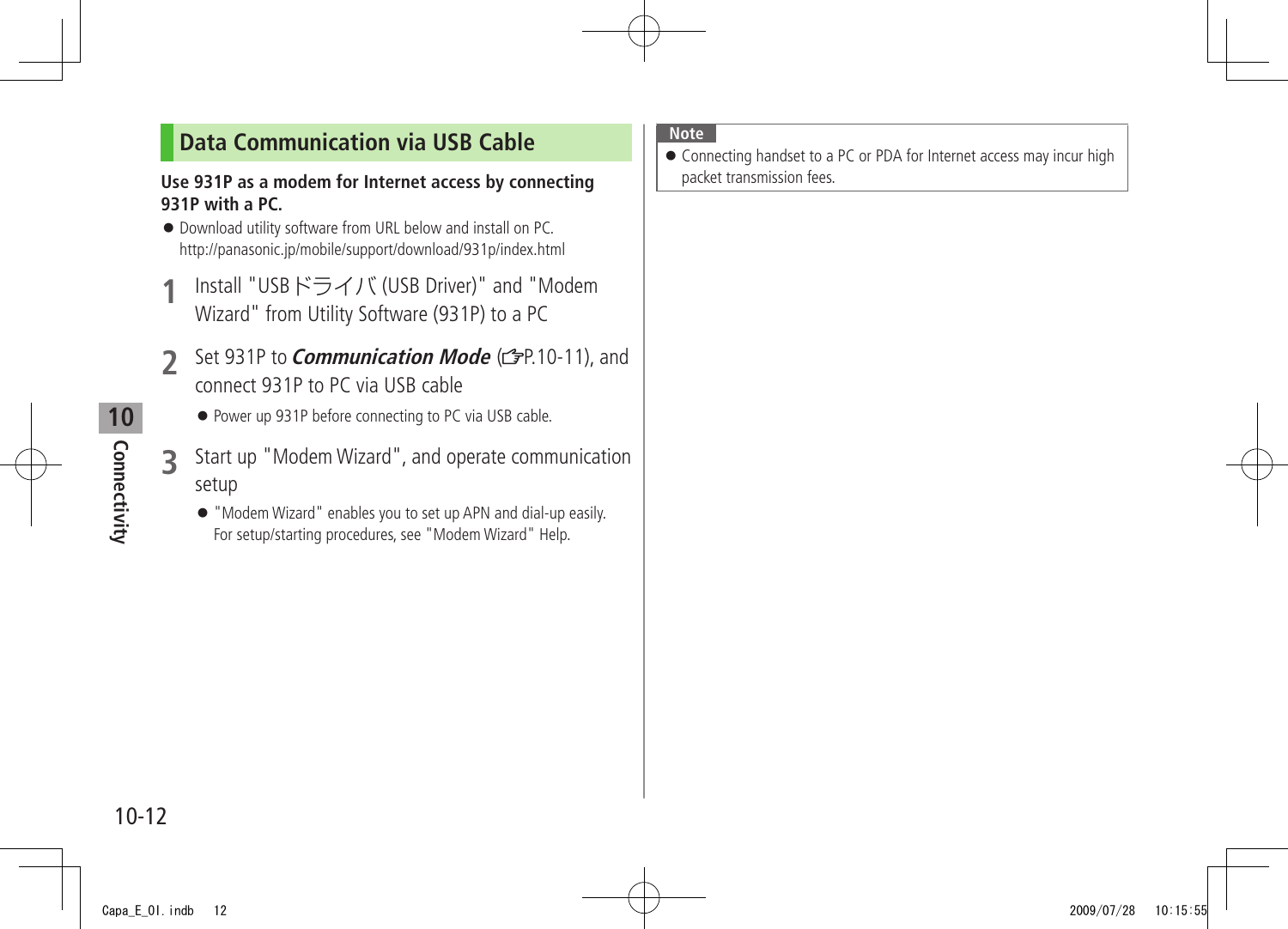## Data Communication via USB Cable

**Use 931P as a modem for Internet access by connecting 931P with a PC.**

- Download utility software from URL below and install on PC. http://panasonic.jp/mobile/support/download/931p/index.html

1. Install "USBドライバ (USB Driver)" and "Modem Wizard" from Utility Software (931P) to a PC

2. Set 931P to ***Communication Mode*** (☞P.10-11), and connect 931P to PC via USB cable
   - Power up 931P before connecting to PC via USB cable.

3. Start up "Modem Wizard", and operate communication setup
   - "Modem Wizard" enables you to set up APN and dial-up easily. For setup/starting procedures, see "Modem Wizard" Help.

**Note**

- Connecting handset to a PC or PDA for Internet access may incur high packet transmission fees.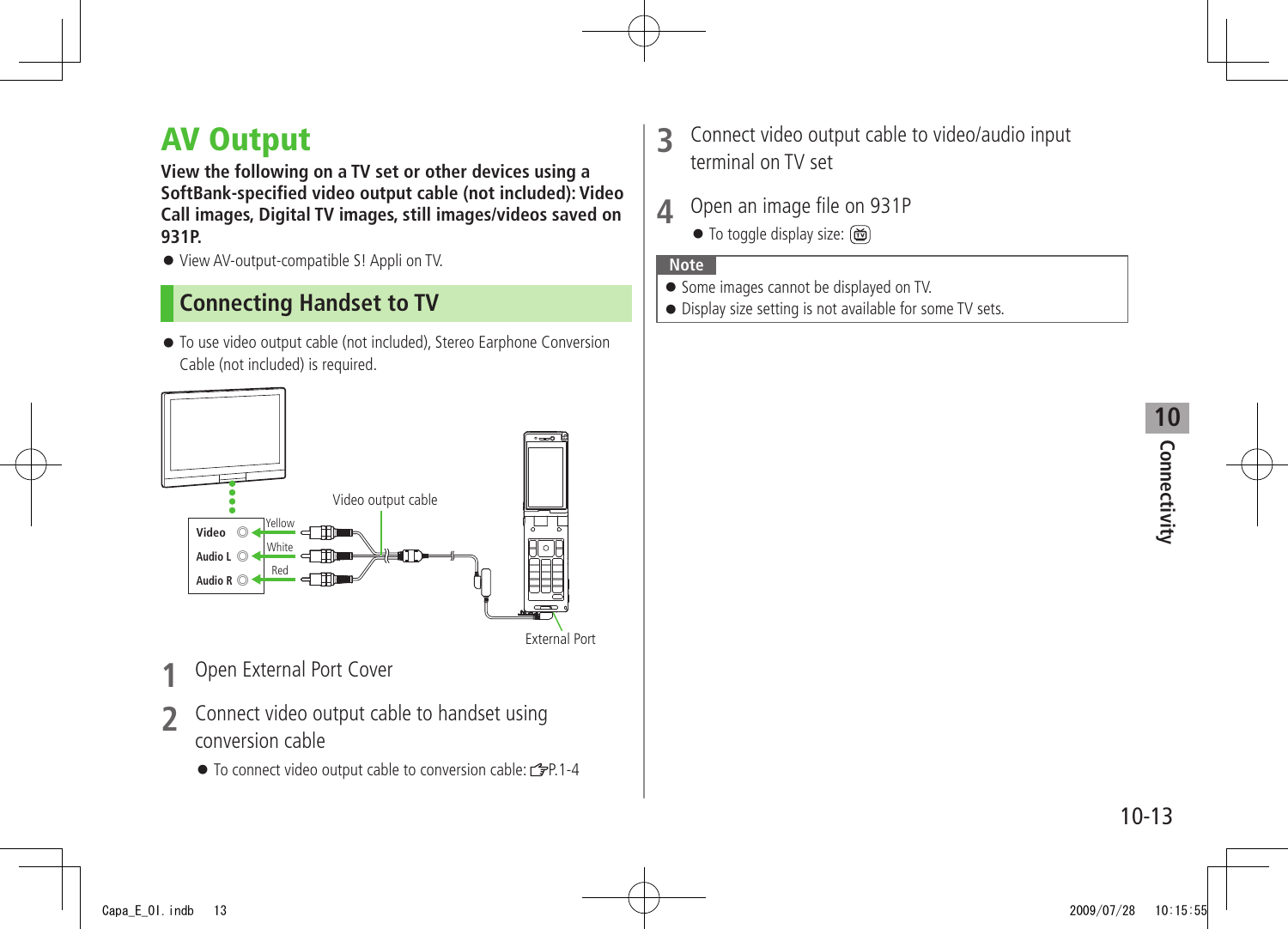# AV Output

**View the following on a TV set or other devices using a SoftBank-specified video output cable (not included): Video Call images, Digital TV images, still images/videos saved on 931P.**

- View AV-output-compatible S! Appli on TV.

## Connecting Handset to TV

- To use video output cable (not included), Stereo Earphone Conversion Cable (not included) is required.

Video output cable

Video — Yellow
Audio L — White
Audio R — Red

External Port

**1** Open External Port Cover

**2** Connect video output cable to handset using conversion cable

- To connect video output cable to conversion cable: ☞P.1-4

**3** Connect video output cable to video/audio input terminal on TV set

**4** Open an image file on 931P

- To toggle display size: (TV)

**Note**

- Some images cannot be displayed on TV.
- Display size setting is not available for some TV sets.